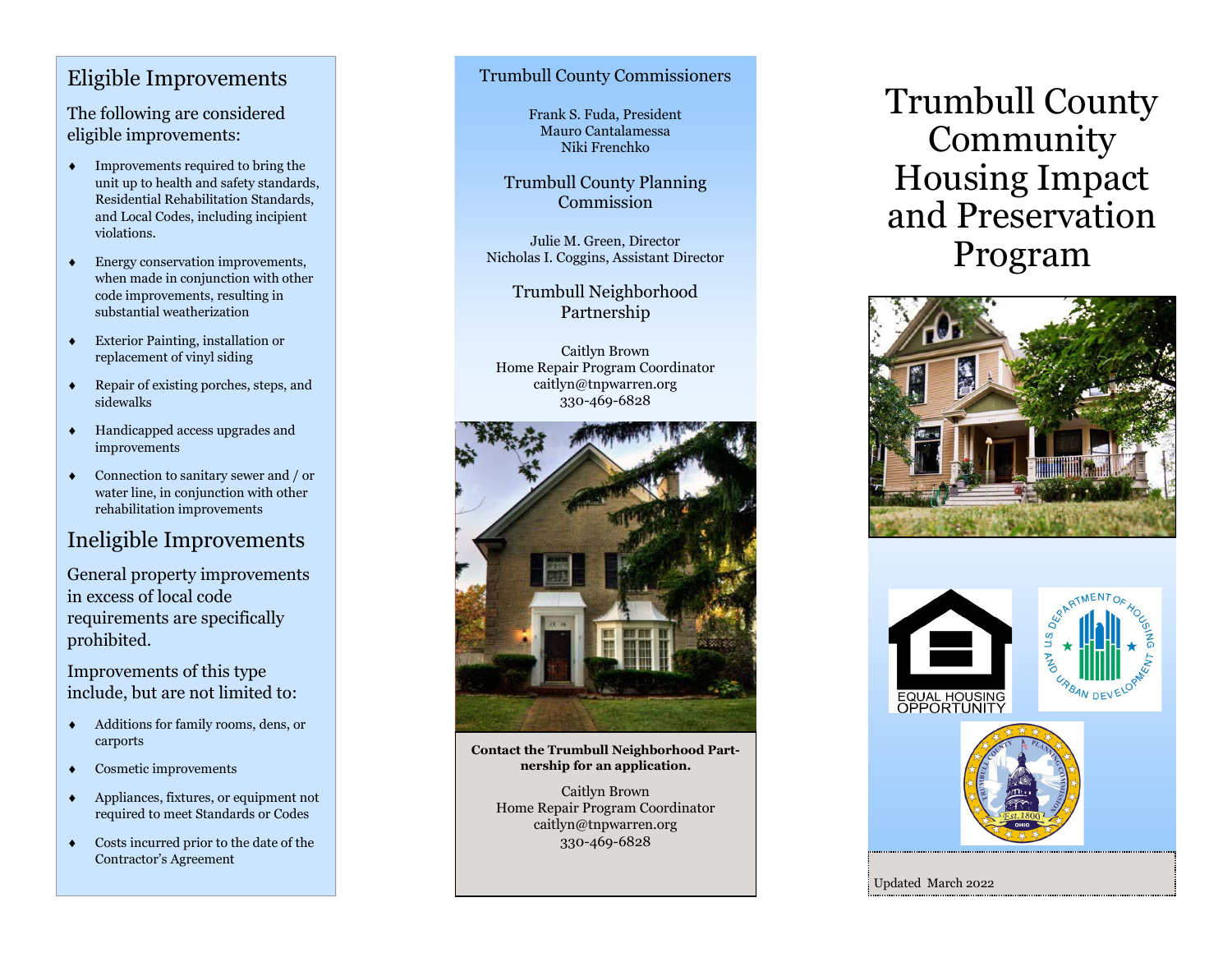## Eligible Improvements

The following are considered eligible improvements:

- Improvements required to bring the unit up to health and safety standards, Residential Rehabilitation Standards, and Local Codes, including incipient violations.
- Energy conservation improvements, when made in conjunction with other code improvements, resulting in substantial weatherization
- Exterior Painting, installation or replacement of vinyl siding
- Repair of existing porches, steps, and sidewalks
- Handicapped access upgrades and improvements
- Connection to sanitary sewer and / or water line, in conjunction with other rehabilitation improvements

## Ineligible Improvements

General property improvements in excess of local code requirements are specifically prohibited.

Improvements of this type include, but are not limited to:

- Additions for family rooms, dens, or carports
- Cosmetic improvements
- Appliances, fixtures, or equipment not required to meet Standards or Codes
- Costs incurred prior to the date of the Contractor's Agreement

### Trumbull County Commissioners

Frank S. Fuda, President
Mauro Cantalamessa
Niki Frenchko

### Trumbull County Planning Commission

Julie M. Green, Director
Nicholas I. Coggins, Assistant Director

### Trumbull Neighborhood Partnership

Caitlyn Brown
Home Repair Program Coordinator
caitlyn@tnpwarren.org
330-469-6828

**Contact the Trumbull Neighborhood Partnership for an application.**

Caitlyn Brown
Home Repair Program Coordinator
caitlyn@tnpwarren.org
330-469-6828

# Trumbull County Community Housing Impact and Preservation Program

EQUAL HOUSING OPPORTUNITY

U.S. DEPARTMENT OF HOUSING AND URBAN DEVELOPMENT

TRUMBULL COUNTY PLANNING COMMISSION Est. 1800 OHIO

Updated March 2022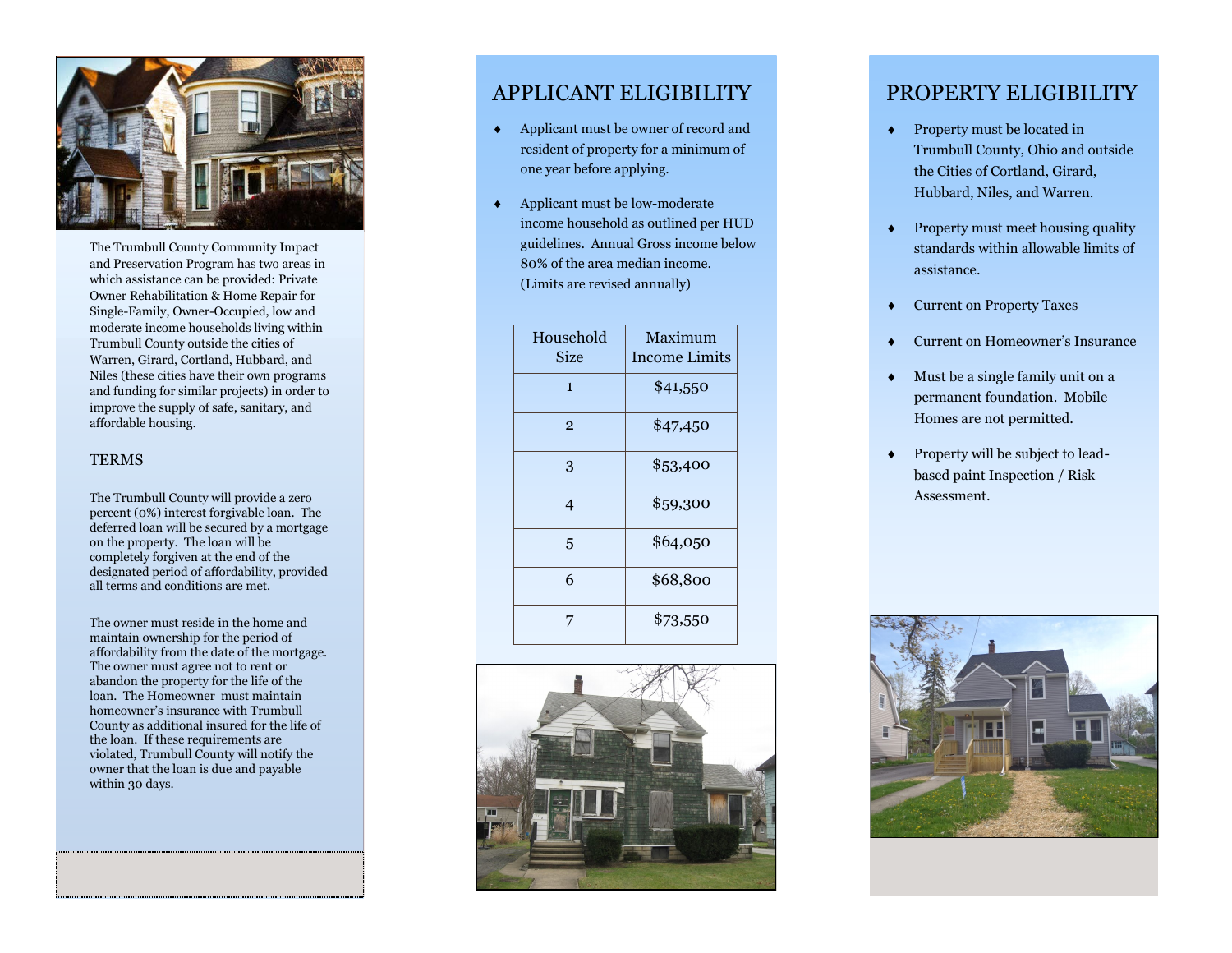The Trumbull County Community Impact and Preservation Program has two areas in which assistance can be provided: Private Owner Rehabilitation & Home Repair for Single-Family, Owner-Occupied, low and moderate income households living within Trumbull County outside the cities of Warren, Girard, Cortland, Hubbard, and Niles (these cities have their own programs and funding for similar projects) in order to improve the supply of safe, sanitary, and affordable housing.

## TERMS

The Trumbull County will provide a zero percent (0%) interest forgivable loan. The deferred loan will be secured by a mortgage on the property. The loan will be completely forgiven at the end of the designated period of affordability, provided all terms and conditions are met.

The owner must reside in the home and maintain ownership for the period of affordability from the date of the mortgage. The owner must agree not to rent or abandon the property for the life of the loan. The Homeowner must maintain homeowner's insurance with Trumbull County as additional insured for the life of the loan. If these requirements are violated, Trumbull County will notify the owner that the loan is due and payable within 30 days.

## APPLICANT ELIGIBILITY

- Applicant must be owner of record and resident of property for a minimum of one year before applying.
- Applicant must be low-moderate income household as outlined per HUD guidelines. Annual Gross income below 80% of the area median income. (Limits are revised annually)

| Household Size | Maximum Income Limits |
|---|---|
| 1 | $41,550 |
| 2 | $47,450 |
| 3 | $53,400 |
| 4 | $59,300 |
| 5 | $64,050 |
| 6 | $68,800 |
| 7 | $73,550 |

## PROPERTY ELIGIBILITY

- Property must be located in Trumbull County, Ohio and outside the Cities of Cortland, Girard, Hubbard, Niles, and Warren.
- Property must meet housing quality standards within allowable limits of assistance.
- Current on Property Taxes
- Current on Homeowner's Insurance
- Must be a single family unit on a permanent foundation. Mobile Homes are not permitted.
- Property will be subject to lead-based paint Inspection / Risk Assessment.